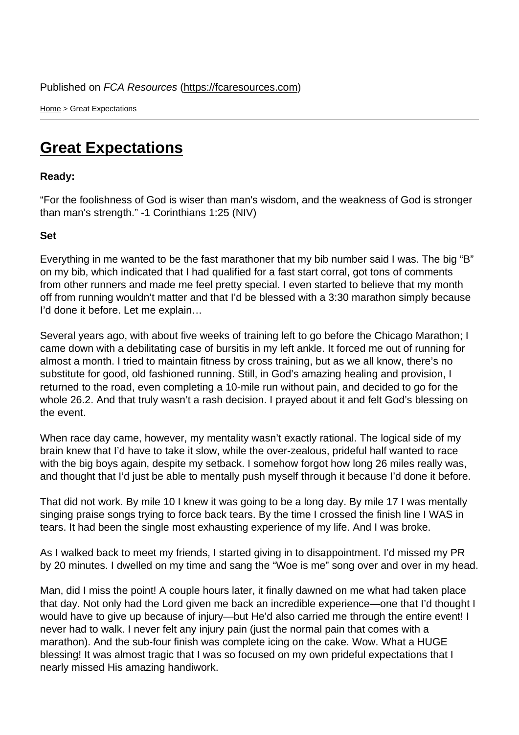Published on *FCA Resources* (https://fcaresources.com)

Home > Great Expectations

# Great Expectations

**Ready:**

“For the foolishness of God is wiser than man's wisdom, and the weakness of God is stronger than man's strength.” -1 Corinthians 1:25 (NIV)

**Set**

Everything in me wanted to be the fast marathoner that my bib number said I was. The big “B” on my bib, which indicated that I had qualified for a fast start corral, got tons of comments from other runners and made me feel pretty special. I even started to believe that my month off from running wouldn’t matter and that I’d be blessed with a 3:30 marathon simply because I’d done it before. Let me explain…

Several years ago, with about five weeks of training left to go before the Chicago Marathon; I came down with a debilitating case of bursitis in my left ankle. It forced me out of running for almost a month. I tried to maintain fitness by cross training, but as we all know, there’s no substitute for good, old fashioned running. Still, in God’s amazing healing and provision, I returned to the road, even completing a 10-mile run without pain, and decided to go for the whole 26.2. And that truly wasn’t a rash decision. I prayed about it and felt God’s blessing on the event.

When race day came, however, my mentality wasn’t exactly rational. The logical side of my brain knew that I’d have to take it slow, while the over-zealous, prideful half wanted to race with the big boys again, despite my setback. I somehow forgot how long 26 miles really was, and thought that I’d just be able to mentally push myself through it because I’d done it before.

That did not work. By mile 10 I knew it was going to be a long day. By mile 17 I was mentally singing praise songs trying to force back tears. By the time I crossed the finish line I WAS in tears. It had been the single most exhausting experience of my life. And I was broke.

As I walked back to meet my friends, I started giving in to disappointment. I’d missed my PR by 20 minutes. I dwelled on my time and sang the “Woe is me” song over and over in my head.

Man, did I miss the point! A couple hours later, it finally dawned on me what had taken place that day. Not only had the Lord given me back an incredible experience—one that I’d thought I would have to give up because of injury—but He’d also carried me through the entire event! I never had to walk. I never felt any injury pain (just the normal pain that comes with a marathon). And the sub-four finish was complete icing on the cake. Wow. What a HUGE blessing! It was almost tragic that I was so focused on my own prideful expectations that I nearly missed His amazing handiwork.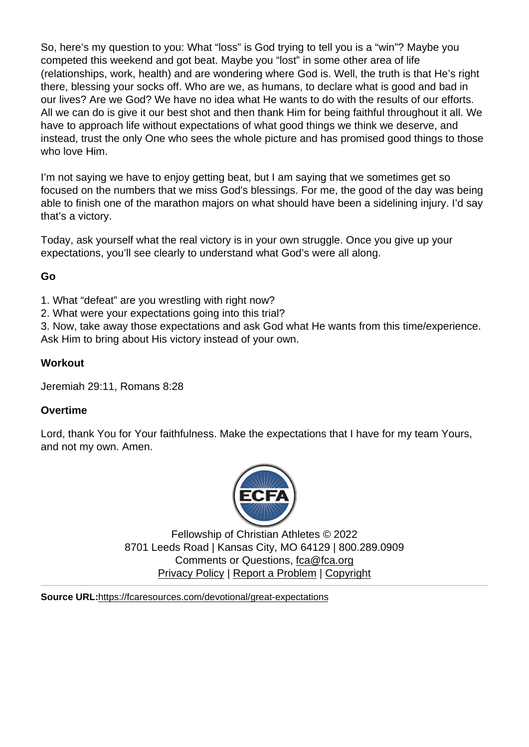So, here's my question to you: What "loss" is God trying to tell you is a "win"? Maybe you competed this weekend and got beat. Maybe you "lost" in some other area of life (relationships, work, health) and are wondering where God is. Well, the truth is that He's right there, blessing your socks off. Who are we, as humans, to declare what is good and bad in our lives? Are we God? We have no idea what He wants to do with the results of our efforts. All we can do is give it our best shot and then thank Him for being faithful throughout it all. We have to approach life without expectations of what good things we think we deserve, and instead, trust the only One who sees the whole picture and has promised good things to those who love Him.

I'm not saying we have to enjoy getting beat, but I am saying that we sometimes get so focused on the numbers that we miss God's blessings. For me, the good of the day was being able to finish one of the marathon majors on what should have been a sidelining injury. I'd say that's a victory.

Today, ask yourself what the real victory is in your own struggle. Once you give up your expectations, you'll see clearly to understand what God's were all along.

**Go**

1. What "defeat" are you wrestling with right now?
2. What were your expectations going into this trial?
3. Now, take away those expectations and ask God what He wants from this time/experience. Ask Him to bring about His victory instead of your own.

**Workout**

Jeremiah 29:11, Romans 8:28

**Overtime**

Lord, thank You for Your faithfulness. Make the expectations that I have for my team Yours, and not my own. Amen.

ECFA

Fellowship of Christian Athletes © 2022
8701 Leeds Road | Kansas City, MO 64129 | 800.289.0909
Comments or Questions, fca@fca.org
Privacy Policy | Report a Problem | Copyright

**Source URL:** https://fcaresources.com/devotional/great-expectations